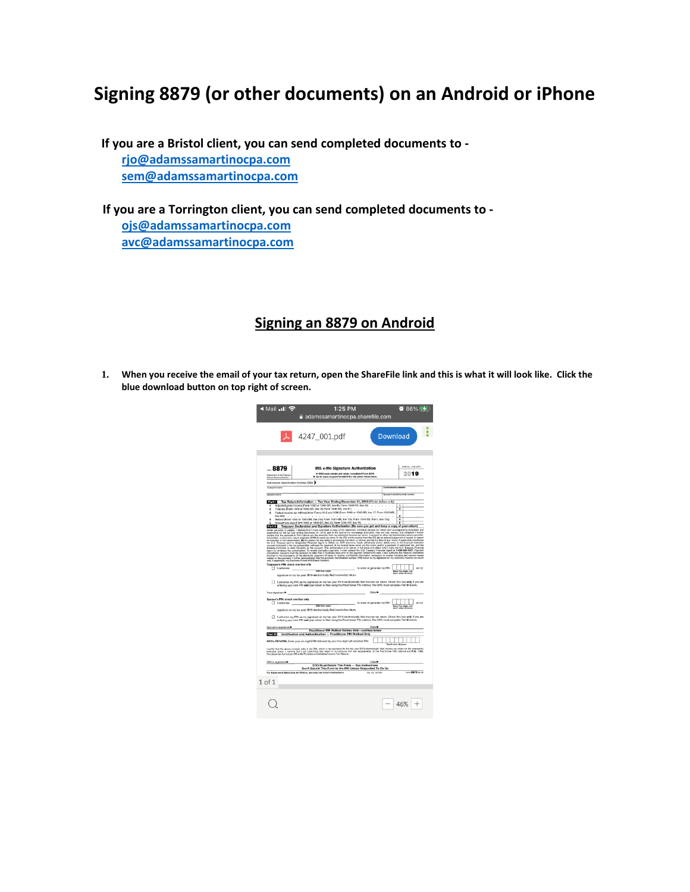# Signing 8879 (or other documents) on an Android or iPhone

**If you are a Bristol client, you can send completed documents to -**

- **rjo@adamssamartinocpa.com**
- **sem@adamssamartinocpa.com**

**If you are a Torrington client, you can send completed documents to -**

- **ojs@adamssamartinocpa.com**
- **avc@adamssamartinocpa.com**

## Signing an 8879 on Android

1. **When you receive the email of your tax return, open the ShareFile link and this is what it will look like. Click the blue download button on top right of screen.**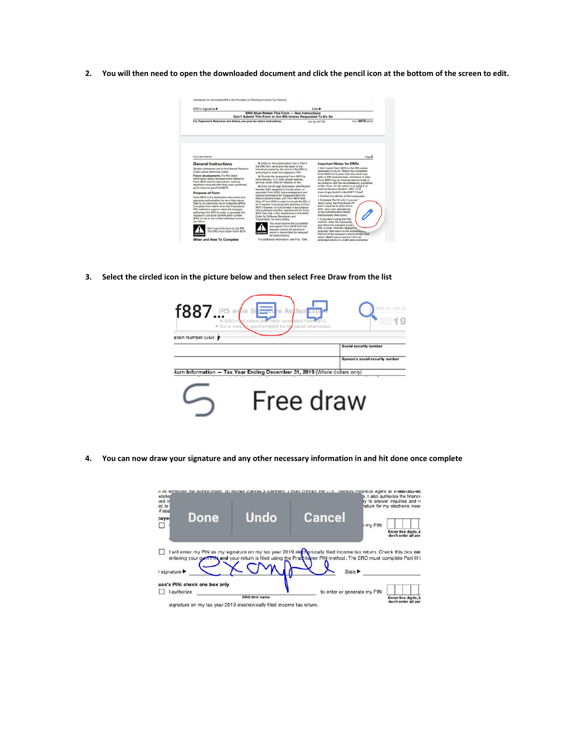2. **You will then need to open the downloaded document and click the pencil icon at the bottom of the screen to edit.**

3. **Select the circled icon in the picture below and then select Free Draw from the list**

4. **You can now draw your signature and any other necessary information in and hit done once complete**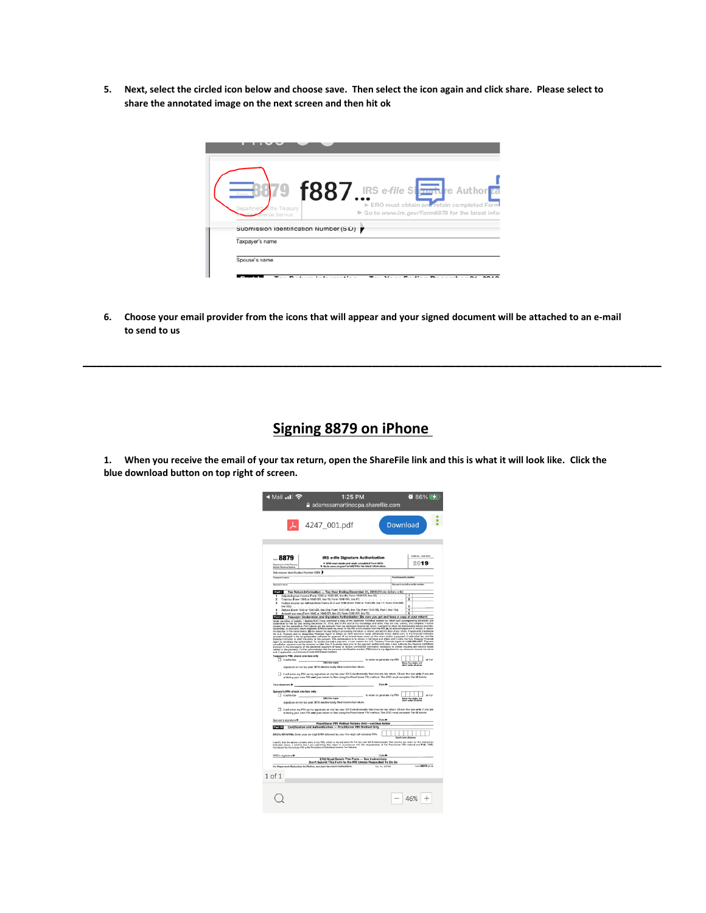5. **Next, select the circled icon below and choose save. Then select the icon again and click share. Please select to share the annotated image on the next screen and then hit ok**

6. **Choose your email provider from the icons that will appear and your signed document will be attached to an e-mail to send to us**

---

## Signing 8879 on iPhone

1. **When you receive the email of your tax return, open the ShareFile link and this is what it will look like. Click the blue download button on top right of screen.**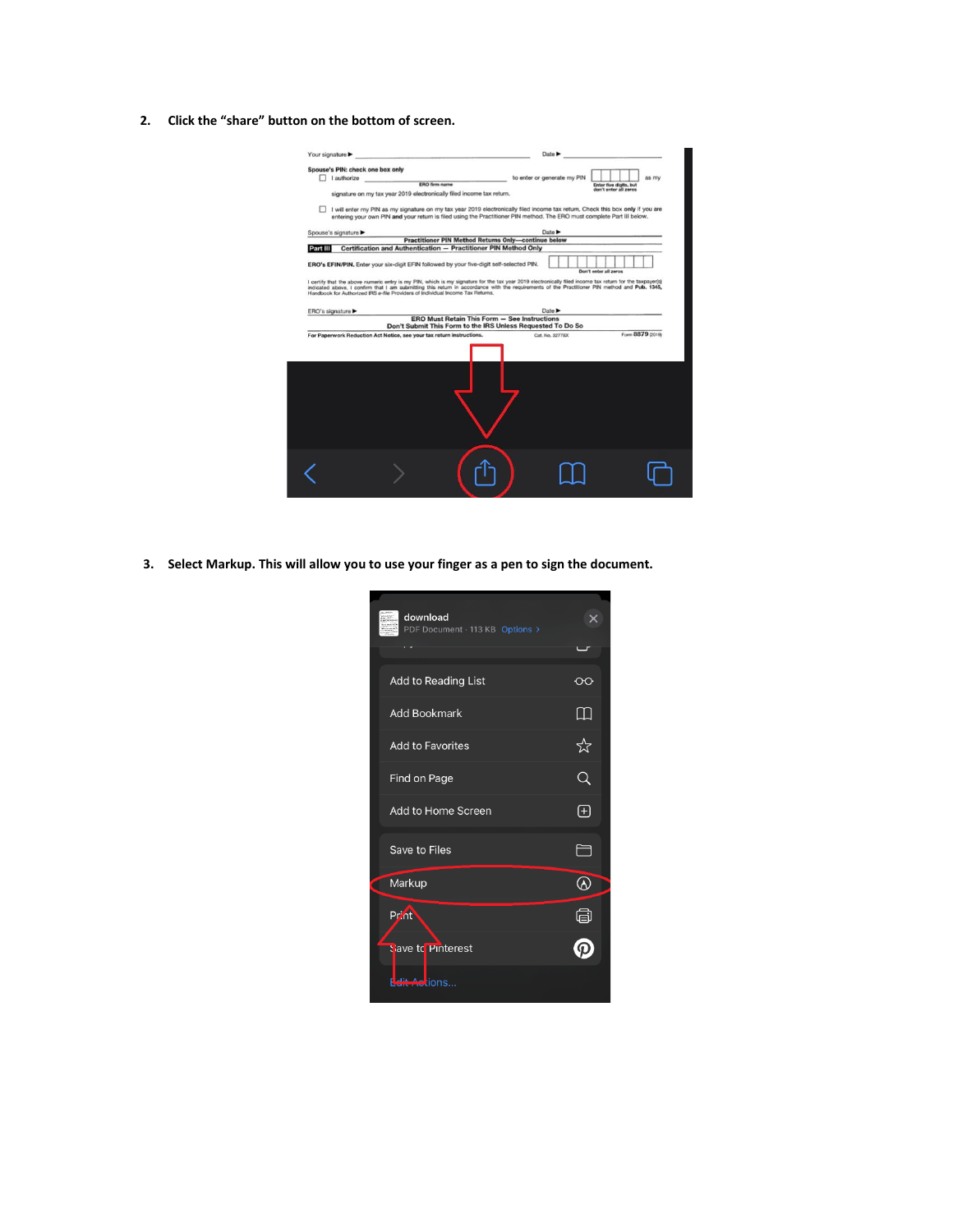2. **Click the "share" button on the bottom of screen.**

3. **Select Markup. This will allow you to use your finger as a pen to sign the document.**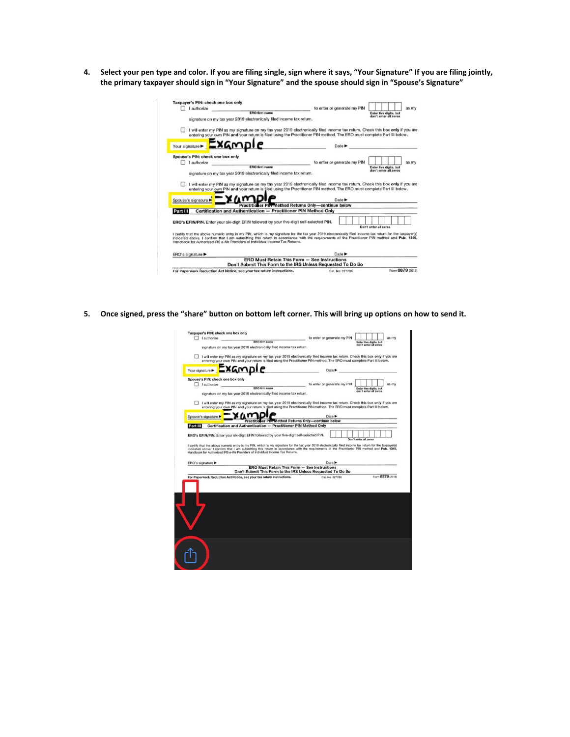4. **Select your pen type and color. If you are filing single, sign where it says, "Your Signature" If you are filing jointly, the primary taxpayer should sign in "Your Signature" and the spouse should sign in "Spouse's Signature"**

Taxpayer's PIN: check one box only

☐ I authorize ______________ ERO firm name ______________ to enter or generate my PIN ☐☐☐☐☐ Enter five digits, but don't enter all zeros as my signature on my tax year 2019 electronically filed income tax return.

☐ I will enter my PIN as my signature on my tax year 2019 electronically filed income tax return. Check this box **only** if you are entering your own PIN **and** your return is filed using the Practitioner PIN method. The ERO must complete Part III below.

Your signature ▶ Example Date ▶

Spouse's PIN: check one box only

☐ I authorize ______________ ERO firm name ______________ to enter or generate my PIN ☐☐☐☐☐ Enter five digits, but don't enter all zeros as my signature on my tax year 2019 electronically filed income tax return.

☐ I will enter my PIN as my signature on my tax year 2019 electronically filed income tax return. Check this box **only** if you are entering your own PIN **and** your return is filed using the Practitioner PIN method. The ERO must complete Part III below.

Spouse's signature ▶ Example Date ▶

**Practitioner PIN Method Returns Only—continue below**

**Part III Certification and Authentication — Practitioner PIN Method Only**

**ERO's EFIN/PIN.** Enter your six-digit EFIN followed by your five-digit self-selected PIN. ☐☐☐☐☐☐☐☐☐☐☐ Don't enter all zeros

I certify that the above numeric entry is my PIN, which is my signature for the tax year 2019 electronically filed income tax return for the taxpayer(s) indicated above. I confirm that I am submitting this return in accordance with the requirements of the Practitioner PIN method and **Pub. 1345**, Handbook for Authorized IRS *e-file* Providers of Individual Income Tax Returns.

ERO's signature ▶ Date ▶

**ERO Must Retain This Form — See Instructions**
**Don't Submit This Form to the IRS Unless Requested To Do So**

For Paperwork Reduction Act Notice, see your tax return instructions. Cat. No. 32778X Form **8879** (2019)

5. **Once signed, press the "share" button on bottom left corner. This will bring up options on how to send it.**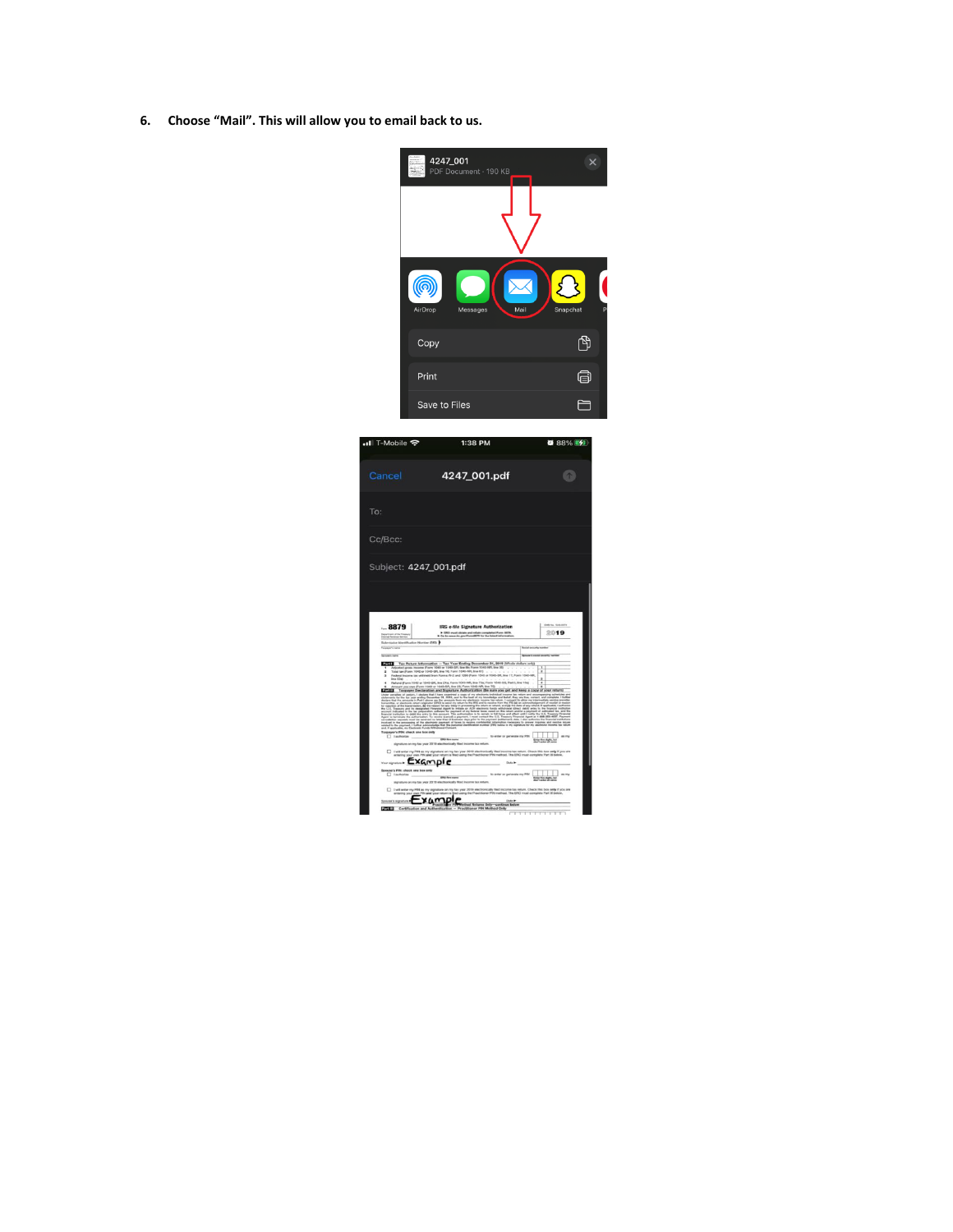6. **Choose "Mail". This will allow you to email back to us.**